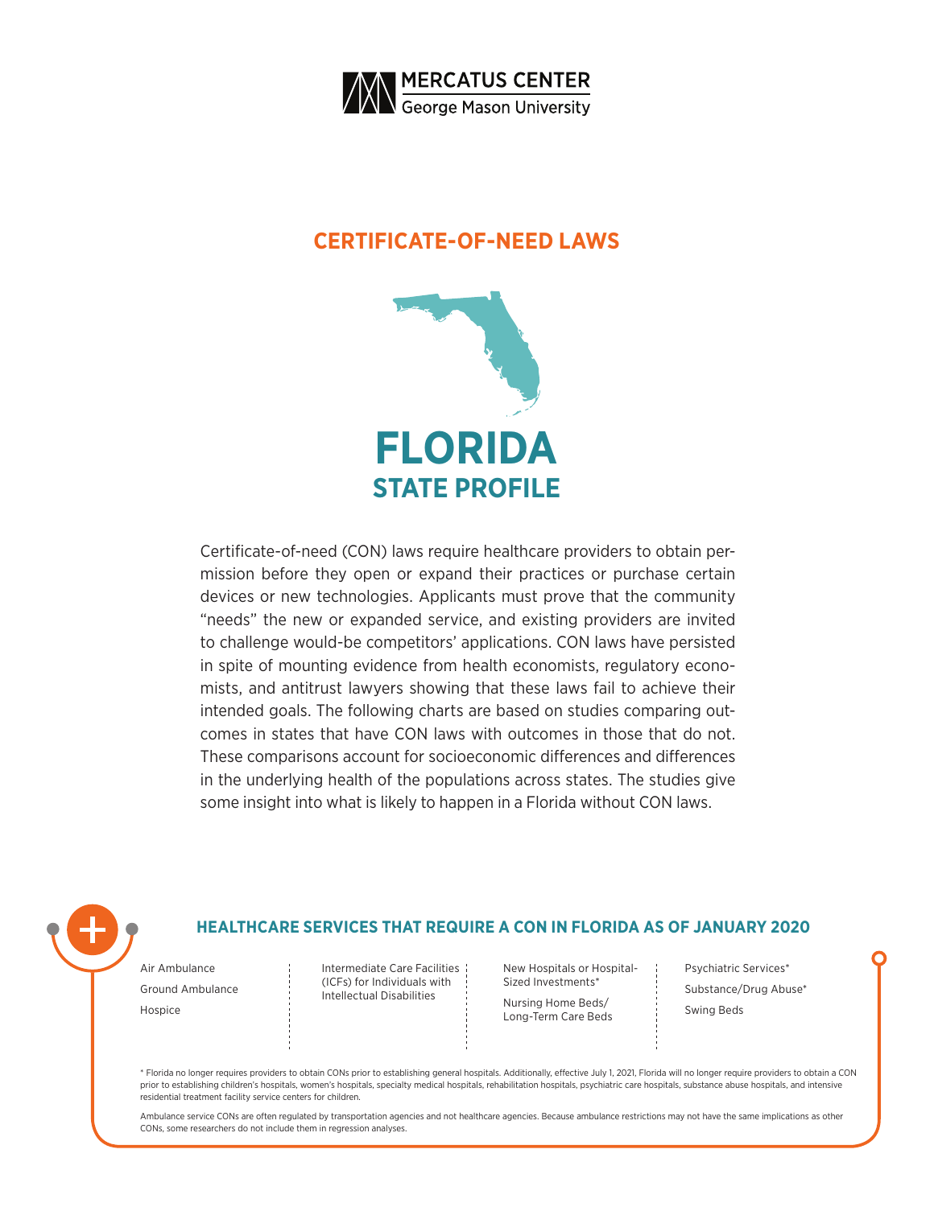MERCATUS CENTER
George Mason University

## CERTIFICATE-OF-NEED LAWS

# FLORIDA
## STATE PROFILE

Certificate-of-need (CON) laws require healthcare providers to obtain permission before they open or expand their practices or purchase certain devices or new technologies. Applicants must prove that the community "needs" the new or expanded service, and existing providers are invited to challenge would-be competitors' applications. CON laws have persisted in spite of mounting evidence from health economists, regulatory economists, and antitrust lawyers showing that these laws fail to achieve their intended goals. The following charts are based on studies comparing outcomes in states that have CON laws with outcomes in those that do not. These comparisons account for socioeconomic differences and differences in the underlying health of the populations across states. The studies give some insight into what is likely to happen in a Florida without CON laws.

### HEALTHCARE SERVICES THAT REQUIRE A CON IN FLORIDA AS OF JANUARY 2020

- Air Ambulance
- Ground Ambulance
- Hospice
- Intermediate Care Facilities (ICFs) for Individuals with Intellectual Disabilities
- New Hospitals or Hospital-Sized Investments*
- Nursing Home Beds/ Long-Term Care Beds
- Psychiatric Services*
- Substance/Drug Abuse*
- Swing Beds

* Florida no longer requires providers to obtain CONs prior to establishing general hospitals. Additionally, effective July 1, 2021, Florida will no longer require providers to obtain a CON prior to establishing children's hospitals, women's hospitals, specialty medical hospitals, rehabilitation hospitals, psychiatric care hospitals, substance abuse hospitals, and intensive residential treatment facility service centers for children.

Ambulance service CONs are often regulated by transportation agencies and not healthcare agencies. Because ambulance restrictions may not have the same implications as other CONs, some researchers do not include them in regression analyses.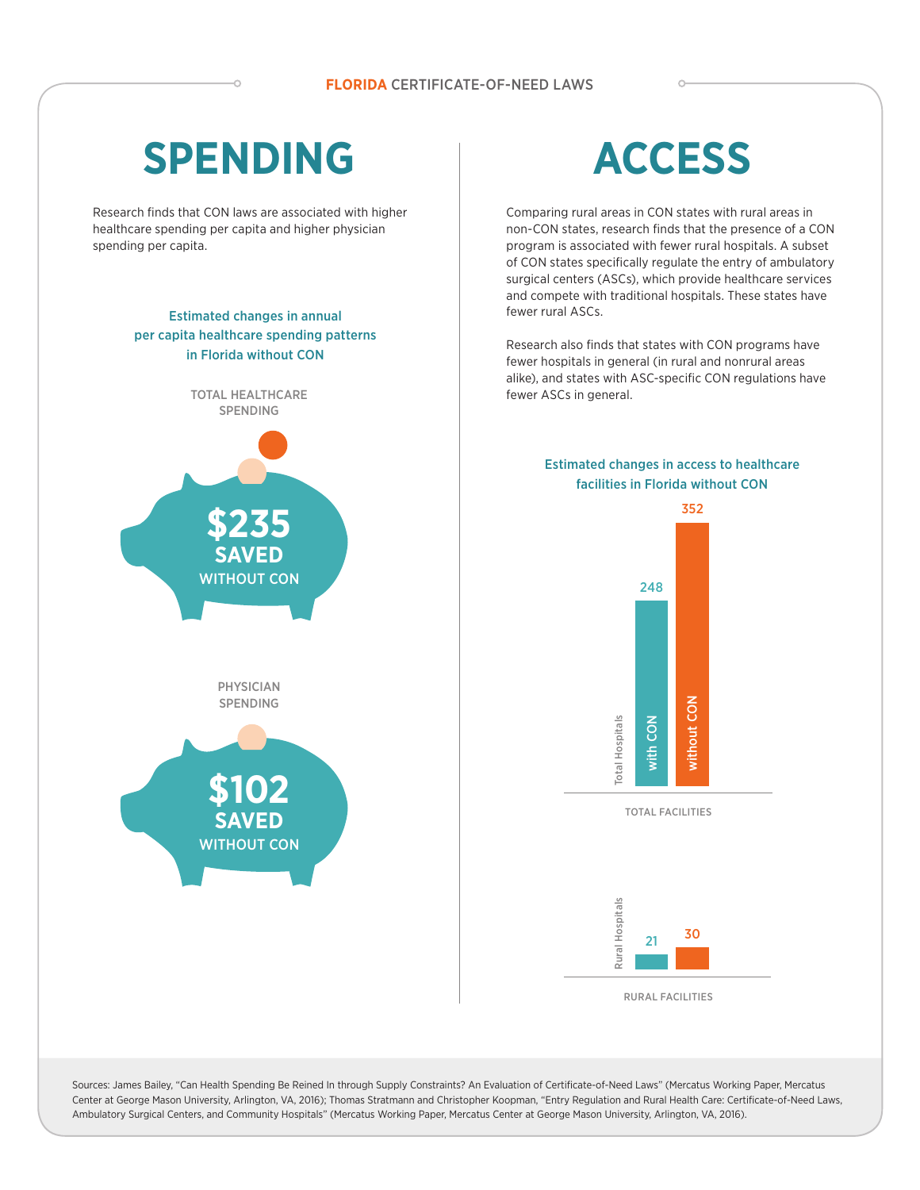**FLORIDA** CERTIFICATE-OF-NEED LAWS

# SPENDING

Research finds that CON laws are associated with higher healthcare spending per capita and higher physician spending per capita.

### Estimated changes in annual per capita healthcare spending patterns in Florida without CON

TOTAL HEALTHCARE SPENDING

**$235**
**SAVED**
WITHOUT CON

PHYSICIAN SPENDING

**$102**
**SAVED**
WITHOUT CON

# ACCESS

Comparing rural areas in CON states with rural areas in non-CON states, research finds that the presence of a CON program is associated with fewer rural hospitals. A subset of CON states specifically regulate the entry of ambulatory surgical centers (ASCs), which provide healthcare services and compete with traditional hospitals. These states have fewer rural ASCs.

Research also finds that states with CON programs have fewer hospitals in general (in rural and nonrural areas alike), and states with ASC-specific CON regulations have fewer ASCs in general.

### Estimated changes in access to healthcare facilities in Florida without CON

| | with CON | without CON |
|---|---|---|
| Total Hospitals (TOTAL FACILITIES) | 248 | 352 |
| Rural Hospitals (RURAL FACILITIES) | 21 | 30 |

Sources: James Bailey, "Can Health Spending Be Reined In through Supply Constraints? An Evaluation of Certificate-of-Need Laws" (Mercatus Working Paper, Mercatus Center at George Mason University, Arlington, VA, 2016); Thomas Stratmann and Christopher Koopman, "Entry Regulation and Rural Health Care: Certificate-of-Need Laws, Ambulatory Surgical Centers, and Community Hospitals" (Mercatus Working Paper, Mercatus Center at George Mason University, Arlington, VA, 2016).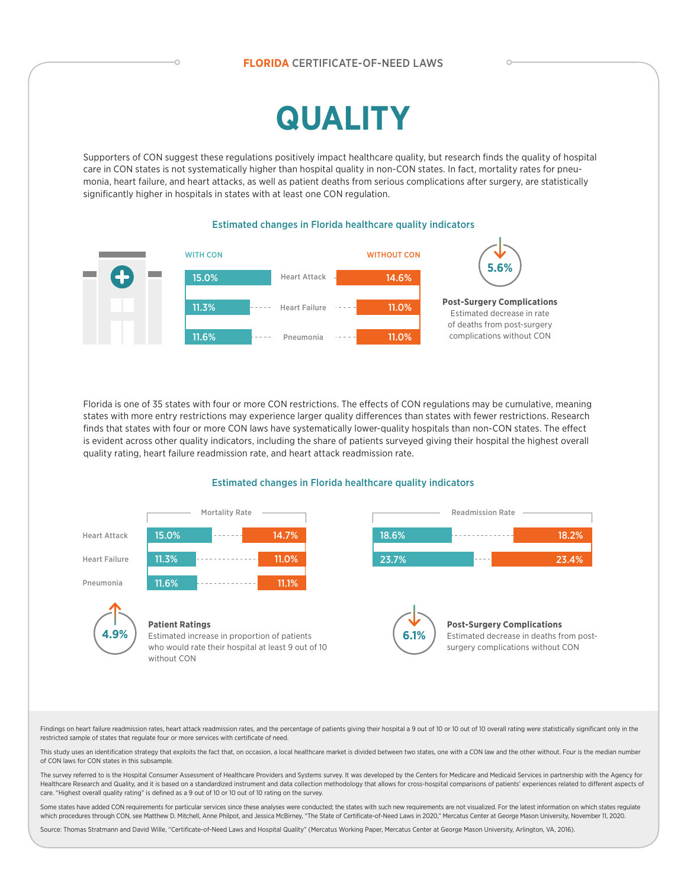**FLORIDA** CERTIFICATE-OF-NEED LAWS

# QUALITY

Supporters of CON suggest these regulations positively impact healthcare quality, but research finds the quality of hospital care in CON states is not systematically higher than hospital quality in non-CON states. In fact, mortality rates for pneumonia, heart failure, and heart attacks, as well as patient deaths from serious complications after surgery, are statistically significantly higher in hospitals in states with at least one CON regulation.

### Estimated changes in Florida healthcare quality indicators

WITH CON

WITHOUT CON

Heart Attack: 15.0% / 14.6%

Heart Failure: 11.3% / 11.0%

Pneumonia: 11.6% / 11.0%

5.6%

**Post-Surgery Complications**
Estimated decrease in rate of deaths from post-surgery complications without CON

Florida is one of 35 states with four or more CON restrictions. The effects of CON regulations may be cumulative, meaning states with more entry restrictions may experience larger quality differences than states with fewer restrictions. Research finds that states with four or more CON laws have systematically lower-quality hospitals than non-CON states. The effect is evident across other quality indicators, including the share of patients surveyed giving their hospital the highest overall quality rating, heart failure readmission rate, and heart attack readmission rate.

### Estimated changes in Florida healthcare quality indicators

Mortality Rate

Heart Attack: 15.0% / 14.7%

Heart Failure: 11.3% / 11.0%

Pneumonia: 11.6% / 11.1%

Readmission Rate

18.6% / 18.2%

23.7% / 23.4%

4.9%

**Patient Ratings**
Estimated increase in proportion of patients who would rate their hospital at least 9 out of 10 without CON

6.1%

**Post-Surgery Complications**
Estimated decrease in deaths from post-surgery complications without CON

Findings on heart failure readmission rates, heart attack readmission rates, and the percentage of patients giving their hospital a 9 out of 10 or 10 out of 10 overall rating were statistically significant only in the restricted sample of states that regulate four or more services with certificate of need.

This study uses an identification strategy that exploits the fact that, on occasion, a local healthcare market is divided between two states, one with a CON law and the other without. Four is the median number of CON laws for CON states in this subsample.

The survey referred to is the Hospital Consumer Assessment of Healthcare Providers and Systems survey. It was developed by the Centers for Medicare and Medicaid Services in partnership with the Agency for Healthcare Research and Quality, and it is based on a standardized instrument and data collection methodology that allows for cross-hospital comparisons of patients' experiences related to different aspects of care. "Highest overall quality rating" is defined as a 9 out of 10 or 10 out of 10 rating on the survey.

Some states have added CON requirements for particular services since these analyses were conducted; the states with such new requirements are not visualized. For the latest information on which states regulate which procedures through CON, see Matthew D. Mitchell, Anne Philpot, and Jessica McBirney, "The State of Certificate-of-Need Laws in 2020," Mercatus Center at George Mason University, November 11, 2020.

Source: Thomas Stratmann and David Wille, "Certificate-of-Need Laws and Hospital Quality" (Mercatus Working Paper, Mercatus Center at George Mason University, Arlington, VA, 2016).